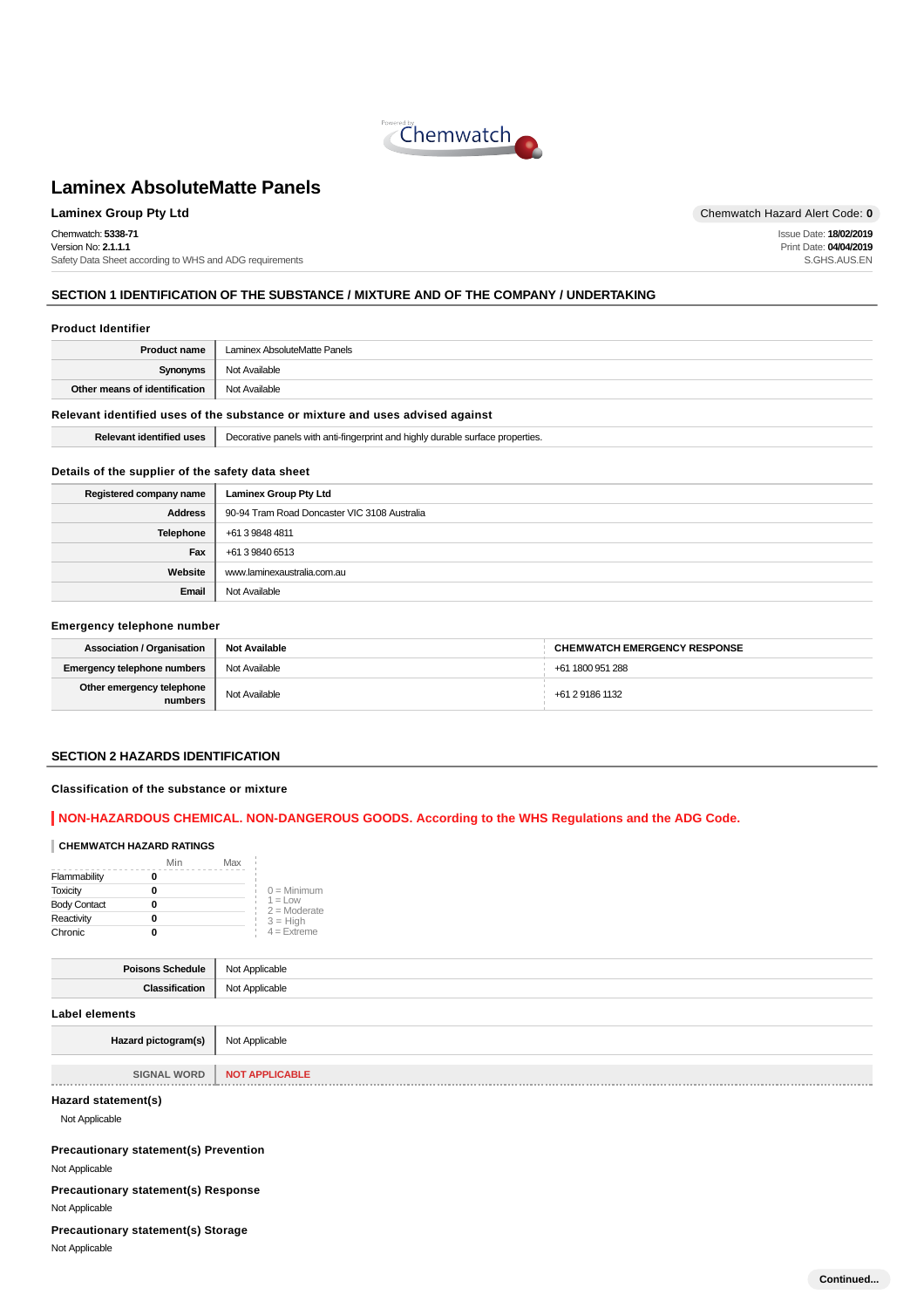# Laminex AbsoluteMatte Panels

**Laminex Group Pty Ltd**

Chemwatch Hazard Alert Code: **0**

Chemwatch: **5338-71**
Version No: **2.1.1.1**
Safety Data Sheet according to WHS and ADG requirements

Issue Date: **18/02/2019**
Print Date: **04/04/2019**
S.GHS.AUS.EN

## SECTION 1 IDENTIFICATION OF THE SUBSTANCE / MIXTURE AND OF THE COMPANY / UNDERTAKING

### Product Identifier

| | |
|---|---|
| **Product name** | Laminex AbsoluteMatte Panels |
| **Synonyms** | Not Available |
| **Other means of identification** | Not Available |

### Relevant identified uses of the substance or mixture and uses advised against

| | |
|---|---|
| **Relevant identified uses** | Decorative panels with anti-fingerprint and highly durable surface properties. |

### Details of the supplier of the safety data sheet

| | |
|---|---|
| **Registered company name** | **Laminex Group Pty Ltd** |
| **Address** | 90-94 Tram Road Doncaster VIC 3108 Australia |
| **Telephone** | +61 3 9848 4811 |
| **Fax** | +61 3 9840 6513 |
| **Website** | www.laminexaustralia.com.au |
| **Email** | Not Available |

### Emergency telephone number

| | | |
|---|---|---|
| **Association / Organisation** | **Not Available** | **CHEMWATCH EMERGENCY RESPONSE** |
| **Emergency telephone numbers** | Not Available | +61 1800 951 288 |
| **Other emergency telephone numbers** | Not Available | +61 2 9186 1132 |

## SECTION 2 HAZARDS IDENTIFICATION

### Classification of the substance or mixture

**NON-HAZARDOUS CHEMICAL. NON-DANGEROUS GOODS. According to the WHS Regulations and the ADG Code.**

**CHEMWATCH HAZARD RATINGS**

| | Min | Max |
|---|---|---|
| Flammability | 0 | |
| Toxicity | 0 | |
| Body Contact | 0 | |
| Reactivity | 0 | |
| Chronic | 0 | |

0 = Minimum
1 = Low
2 = Moderate
3 = High
4 = Extreme

| | |
|---|---|
| **Poisons Schedule** | Not Applicable |
| **Classification** | Not Applicable |

### Label elements

| | |
|---|---|
| **Hazard pictogram(s)** | Not Applicable |
| SIGNAL WORD | NOT APPLICABLE |

### Hazard statement(s)

Not Applicable

### Precautionary statement(s) Prevention

Not Applicable

### Precautionary statement(s) Response

Not Applicable

### Precautionary statement(s) Storage

Not Applicable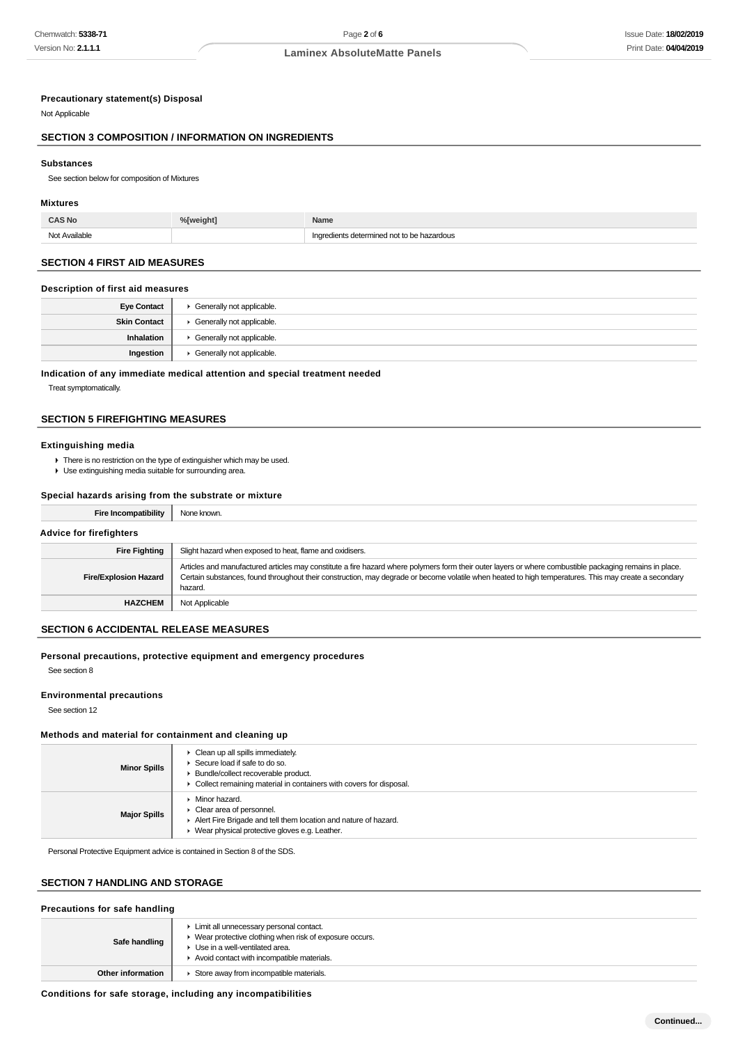### Precautionary statement(s) Disposal

Not Applicable

## SECTION 3 COMPOSITION / INFORMATION ON INGREDIENTS

### Substances

See section below for composition of Mixtures

### Mixtures

| CAS No | %[weight] | Name |
|---|---|---|
| Not Available | | Ingredients determined not to be hazardous |

## SECTION 4 FIRST AID MEASURES

### Description of first aid measures

| | |
|---|---|
| **Eye Contact** | Generally not applicable. |
| **Skin Contact** | Generally not applicable. |
| **Inhalation** | Generally not applicable. |
| **Ingestion** | Generally not applicable. |

### Indication of any immediate medical attention and special treatment needed

Treat symptomatically.

## SECTION 5 FIREFIGHTING MEASURES

### Extinguishing media

- There is no restriction on the type of extinguisher which may be used.
- Use extinguishing media suitable for surrounding area.

### Special hazards arising from the substrate or mixture

| | |
|---|---|
| **Fire Incompatibility** | None known. |

### Advice for firefighters

| | |
|---|---|
| **Fire Fighting** | Slight hazard when exposed to heat, flame and oxidisers. |
| **Fire/Explosion Hazard** | Articles and manufactured articles may constitute a fire hazard where polymers form their outer layers or where combustible packaging remains in place. Certain substances, found throughout their construction, may degrade or become volatile when heated to high temperatures. This may create a secondary hazard. |
| **HAZCHEM** | Not Applicable |

## SECTION 6 ACCIDENTAL RELEASE MEASURES

### Personal precautions, protective equipment and emergency procedures

See section 8

### Environmental precautions

See section 12

### Methods and material for containment and cleaning up

| | |
|---|---|
| **Minor Spills** | Clean up all spills immediately.<br>Secure load if safe to do so.<br>Bundle/collect recoverable product.<br>Collect remaining material in containers with covers for disposal. |
| **Major Spills** | Minor hazard.<br>Clear area of personnel.<br>Alert Fire Brigade and tell them location and nature of hazard.<br>Wear physical protective gloves e.g. Leather. |

Personal Protective Equipment advice is contained in Section 8 of the SDS.

## SECTION 7 HANDLING AND STORAGE

### Precautions for safe handling

| | |
|---|---|
| **Safe handling** | Limit all unnecessary personal contact.<br>Wear protective clothing when risk of exposure occurs.<br>Use in a well-ventilated area.<br>Avoid contact with incompatible materials. |
| **Other information** | Store away from incompatible materials. |

### Conditions for safe storage, including any incompatibilities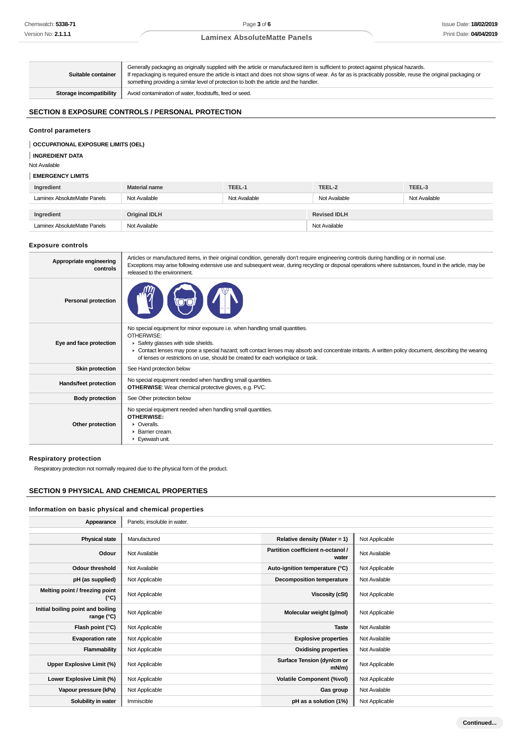| | |
|---|---|
| **Suitable container** | Generally packaging as originally supplied with the article or manufactured item is sufficient to protect against physical hazards. If repackaging is required ensure the article is intact and does not show signs of wear. As far as is practicably possible, reuse the original packaging or something providing a similar level of protection to both the article and the handler. |
| **Storage incompatibility** | Avoid contamination of water, foodstuffs, feed or seed. |

## SECTION 8 EXPOSURE CONTROLS / PERSONAL PROTECTION

### Control parameters

**OCCUPATIONAL EXPOSURE LIMITS (OEL)**

**INGREDIENT DATA**

Not Available

**EMERGENCY LIMITS**

| Ingredient | Material name | TEEL-1 | TEEL-2 | TEEL-3 |
|---|---|---|---|---|
| Laminex AbsoluteMatte Panels | Not Available | Not Available | Not Available | Not Available |

| Ingredient | Original IDLH | Revised IDLH |
|---|---|---|
| Laminex AbsoluteMatte Panels | Not Available | Not Available |

### Exposure controls

| | |
|---|---|
| **Appropriate engineering controls** | Articles or manufactured items, in their original condition, generally don't require engineering controls during handling or in normal use. Exceptions may arise following extensive use and subsequent wear, during recycling or disposal operations where substances, found in the article, may be released to the environment. |
| **Personal protection** | |
| **Eye and face protection** | No special equipment for minor exposure i.e. when handling small quantities.<br>OTHERWISE:<br>▸ Safety glasses with side shields.<br>▸ Contact lenses may pose a special hazard; soft contact lenses may absorb and concentrate irritants. A written policy document, describing the wearing of lenses or restrictions on use, should be created for each workplace or task. |
| **Skin protection** | See Hand protection below |
| **Hands/feet protection** | No special equipment needed when handling small quantities.<br>**OTHERWISE**: Wear chemical protective gloves, e.g. PVC. |
| **Body protection** | See Other protection below |
| **Other protection** | No special equipment needed when handling small quantities.<br>**OTHERWISE:**<br>▸ Overalls.<br>▸ Barrier cream.<br>▸ Eyewash unit. |

### Respiratory protection

Respiratory protection not normally required due to the physical form of the product.

## SECTION 9 PHYSICAL AND CHEMICAL PROPERTIES

### Information on basic physical and chemical properties

| | | | |
|---|---|---|---|
| **Appearance** | Panels; insoluble in water. | | |
| **Physical state** | Manufactured | **Relative density (Water = 1)** | Not Applicable |
| **Odour** | Not Available | **Partition coefficient n-octanol / water** | Not Available |
| **Odour threshold** | Not Available | **Auto-ignition temperature (°C)** | Not Applicable |
| **pH (as supplied)** | Not Applicable | **Decomposition temperature** | Not Available |
| **Melting point / freezing point (°C)** | Not Applicable | **Viscosity (cSt)** | Not Applicable |
| **Initial boiling point and boiling range (°C)** | Not Applicable | **Molecular weight (g/mol)** | Not Applicable |
| **Flash point (°C)** | Not Applicable | **Taste** | Not Available |
| **Evaporation rate** | Not Applicable | **Explosive properties** | Not Available |
| **Flammability** | Not Applicable | **Oxidising properties** | Not Available |
| **Upper Explosive Limit (%)** | Not Applicable | **Surface Tension (dyn/cm or mN/m)** | Not Applicable |
| **Lower Explosive Limit (%)** | Not Applicable | **Volatile Component (%vol)** | Not Applicable |
| **Vapour pressure (kPa)** | Not Applicable | **Gas group** | Not Available |
| **Solubility in water** | Immiscible | **pH as a solution (1%)** | Not Applicable |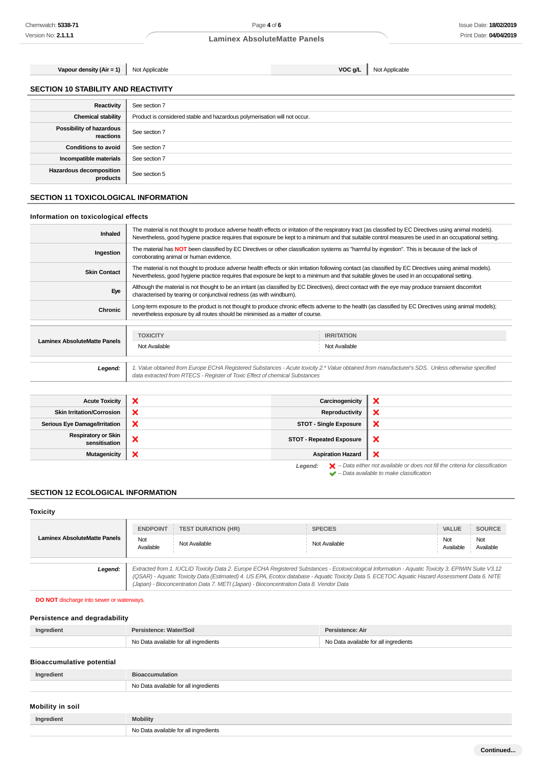| Vapour density (Air = 1) | Not Applicable | VOC g/L | Not Applicable |
|---|---|---|---|

## SECTION 10 STABILITY AND REACTIVITY

| | |
|---|---|
| Reactivity | See section 7 |
| Chemical stability | Product is considered stable and hazardous polymerisation will not occur. |
| Possibility of hazardous reactions | See section 7 |
| Conditions to avoid | See section 7 |
| Incompatible materials | See section 7 |
| Hazardous decomposition products | See section 5 |

## SECTION 11 TOXICOLOGICAL INFORMATION

### Information on toxicological effects

| | |
|---|---|
| Inhaled | The material is not thought to produce adverse health effects or irritation of the respiratory tract (as classified by EC Directives using animal models). Nevertheless, good hygiene practice requires that exposure be kept to a minimum and that suitable control measures be used in an occupational setting. |
| Ingestion | The material has **NOT** been classified by EC Directives or other classification systems as "harmful by ingestion". This is because of the lack of corroborating animal or human evidence. |
| Skin Contact | The material is not thought to produce adverse health effects or skin irritation following contact (as classified by EC Directives using animal models). Nevertheless, good hygiene practice requires that exposure be kept to a minimum and that suitable gloves be used in an occupational setting. |
| Eye | Although the material is not thought to be an irritant (as classified by EC Directives), direct contact with the eye may produce transient discomfort characterised by tearing or conjunctival redness (as with windburn). |
| Chronic | Long-term exposure to the product is not thought to produce chronic effects adverse to the health (as classified by EC Directives using animal models); nevertheless exposure by all routes should be minimised as a matter of course. |

| | TOXICITY | IRRITATION |
|---|---|---|
| Laminex AbsoluteMatte Panels | Not Available | Not Available |

***Legend:*** *1. Value obtained from Europe ECHA Registered Substances - Acute toxicity 2.* Value obtained from manufacturer's SDS. Unless otherwise specified data extracted from RTECS - Register of Toxic Effect of chemical Substances*

| | | | |
|---|---|---|---|
| Acute Toxicity | ❌ | Carcinogenicity | ❌ |
| Skin Irritation/Corrosion | ❌ | Reproductivity | ❌ |
| Serious Eye Damage/Irritation | ❌ | STOT - Single Exposure | ❌ |
| Respiratory or Skin sensitisation | ❌ | STOT - Repeated Exposure | ❌ |
| Mutagenicity | ❌ | Aspiration Hazard | ❌ |

***Legend:*** ❌ *– Data either not available or does not fill the criteria for classification*
✔ *– Data available to make classification*

## SECTION 12 ECOLOGICAL INFORMATION

### Toxicity

| | ENDPOINT | TEST DURATION (HR) | SPECIES | VALUE | SOURCE |
|---|---|---|---|---|---|
| Laminex AbsoluteMatte Panels | Not Available | Not Available | Not Available | Not Available | Not Available |

***Legend:*** *Extracted from 1. IUCLID Toxicity Data 2. Europe ECHA Registered Substances - Ecotoxicological Information - Aquatic Toxicity 3. EPIWIN Suite V3.12 (QSAR) - Aquatic Toxicity Data (Estimated) 4. US EPA, Ecotox database - Aquatic Toxicity Data 5. ECETOC Aquatic Hazard Assessment Data 6. NITE (Japan) - Bioconcentration Data 7. METI (Japan) - Bioconcentration Data 8. Vendor Data*

**DO NOT** discharge into sewer or waterways.

### Persistence and degradability

| Ingredient | Persistence: Water/Soil | Persistence: Air |
|---|---|---|
| | No Data available for all ingredients | No Data available for all ingredients |

### Bioaccumulative potential

| Ingredient | Bioaccumulation |
|---|---|
| | No Data available for all ingredients |

### Mobility in soil

| Ingredient | Mobility |
|---|---|
| | No Data available for all ingredients |

Continued...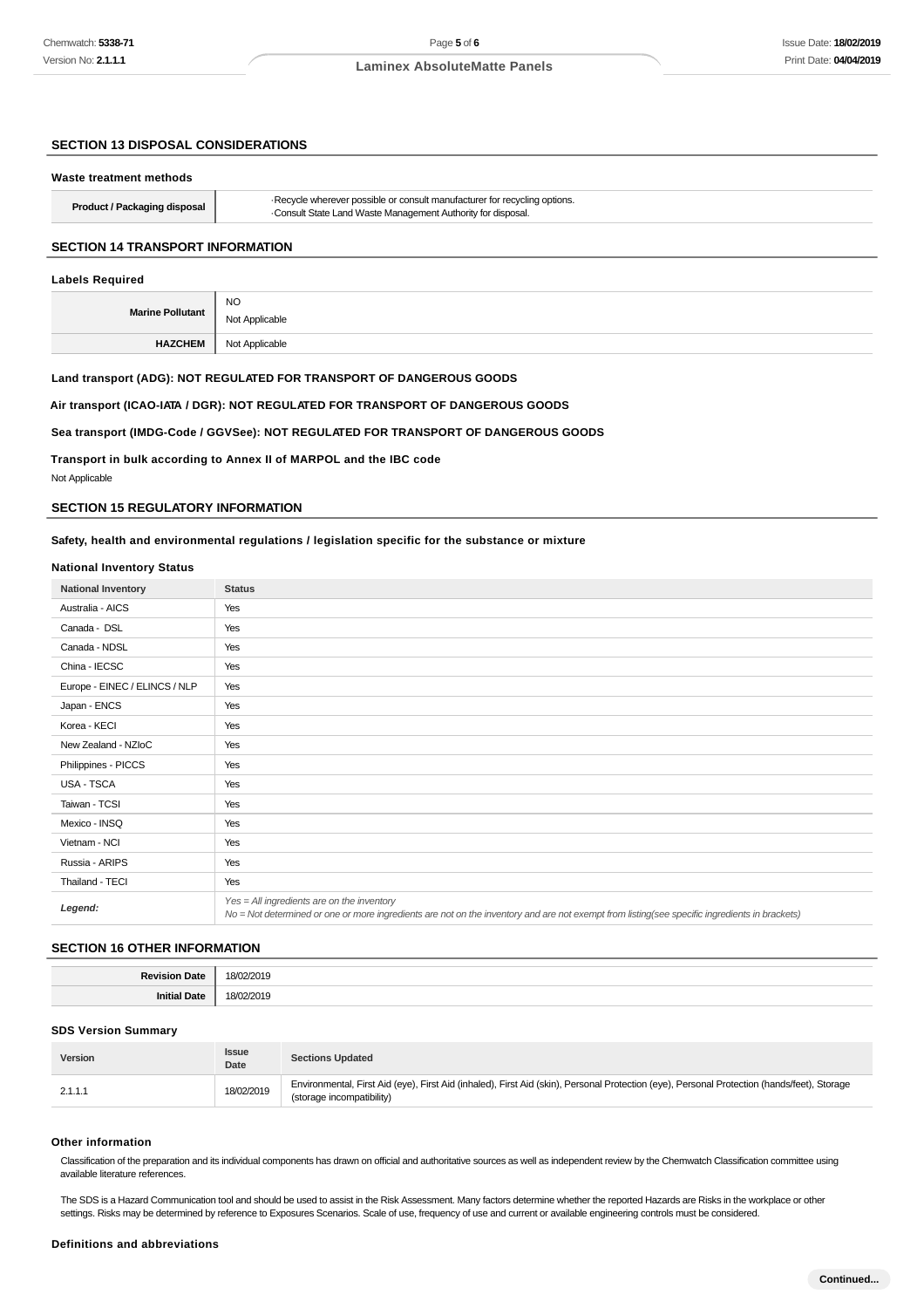## SECTION 13 DISPOSAL CONSIDERATIONS

### Waste treatment methods

| | |
|---|---|
| **Product / Packaging disposal** | ·Recycle wherever possible or consult manufacturer for recycling options.<br>·Consult State Land Waste Management Authority for disposal. |

## SECTION 14 TRANSPORT INFORMATION

### Labels Required

| | |
|---|---|
| **Marine Pollutant** | NO<br>Not Applicable |
| **HAZCHEM** | Not Applicable |

**Land transport (ADG): NOT REGULATED FOR TRANSPORT OF DANGEROUS GOODS**

**Air transport (ICAO-IATA / DGR): NOT REGULATED FOR TRANSPORT OF DANGEROUS GOODS**

**Sea transport (IMDG-Code / GGVSee): NOT REGULATED FOR TRANSPORT OF DANGEROUS GOODS**

**Transport in bulk according to Annex II of MARPOL and the IBC code**

Not Applicable

## SECTION 15 REGULATORY INFORMATION

**Safety, health and environmental regulations / legislation specific for the substance or mixture**

### National Inventory Status

| National Inventory | Status |
|---|---|
| Australia - AICS | Yes |
| Canada - DSL | Yes |
| Canada - NDSL | Yes |
| China - IECSC | Yes |
| Europe - EINEC / ELINCS / NLP | Yes |
| Japan - ENCS | Yes |
| Korea - KECI | Yes |
| New Zealand - NZIoC | Yes |
| Philippines - PICCS | Yes |
| USA - TSCA | Yes |
| Taiwan - TCSI | Yes |
| Mexico - INSQ | Yes |
| Vietnam - NCI | Yes |
| Russia - ARIPS | Yes |
| Thailand - TECI | Yes |
| *Legend:* | *Yes = All ingredients are on the inventory*<br>*No = Not determined or one or more ingredients are not on the inventory and are not exempt from listing(see specific ingredients in brackets)* |

## SECTION 16 OTHER INFORMATION

| | |
|---|---|
| **Revision Date** | 18/02/2019 |
| **Initial Date** | 18/02/2019 |

### SDS Version Summary

| Version | Issue Date | Sections Updated |
|---|---|---|
| 2.1.1.1 | 18/02/2019 | Environmental, First Aid (eye), First Aid (inhaled), First Aid (skin), Personal Protection (eye), Personal Protection (hands/feet), Storage (storage incompatibility) |

### Other information

Classification of the preparation and its individual components has drawn on official and authoritative sources as well as independent review by the Chemwatch Classification committee using available literature references.

The SDS is a Hazard Communication tool and should be used to assist in the Risk Assessment. Many factors determine whether the reported Hazards are Risks in the workplace or other settings. Risks may be determined by reference to Exposures Scenarios. Scale of use, frequency of use and current or available engineering controls must be considered.

### Definitions and abbreviations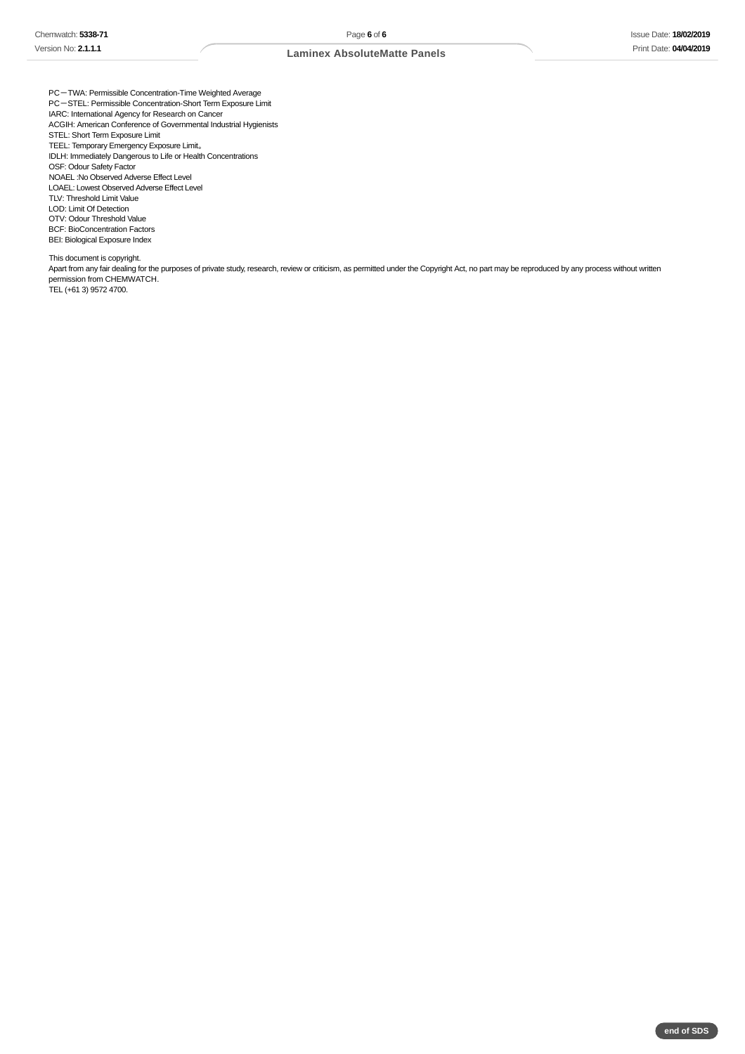PC－TWA: Permissible Concentration-Time Weighted Average
PC－STEL: Permissible Concentration-Short Term Exposure Limit
IARC: International Agency for Research on Cancer
ACGIH: American Conference of Governmental Industrial Hygienists
STEL: Short Term Exposure Limit
TEEL: Temporary Emergency Exposure Limit。
IDLH: Immediately Dangerous to Life or Health Concentrations
OSF: Odour Safety Factor
NOAEL :No Observed Adverse Effect Level
LOAEL: Lowest Observed Adverse Effect Level
TLV: Threshold Limit Value
LOD: Limit Of Detection
OTV: Odour Threshold Value
BCF: BioConcentration Factors
BEI: Biological Exposure Index

This document is copyright.
Apart from any fair dealing for the purposes of private study, research, review or criticism, as permitted under the Copyright Act, no part may be reproduced by any process without written permission from CHEMWATCH.
TEL (+61 3) 9572 4700.

**end of SDS**